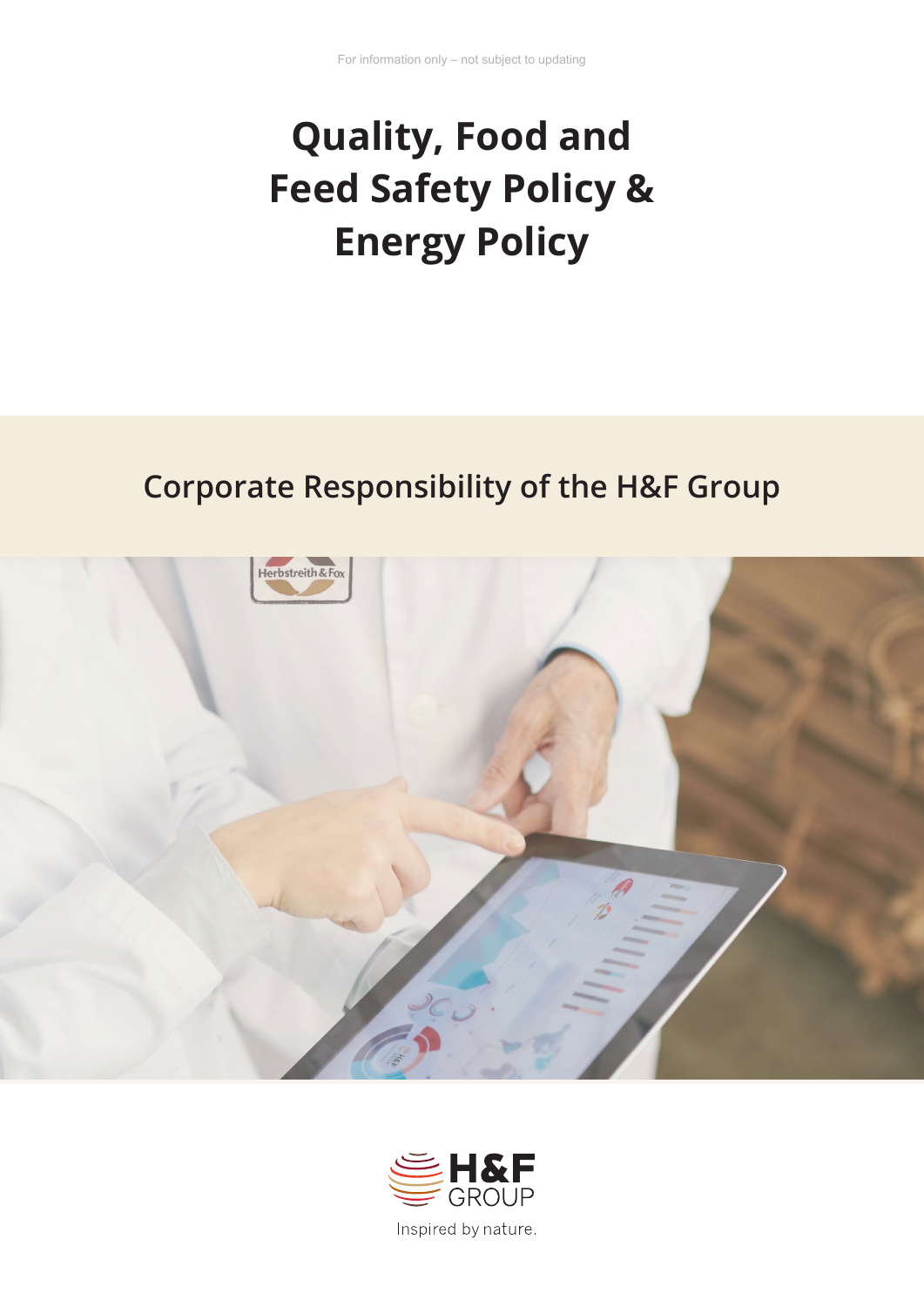For information only – not subject to updating

# Quality, Food and Feed Safety Policy & Energy Policy

## Corporate Responsibility of the H&F Group

H&F GROUP

Inspired by nature.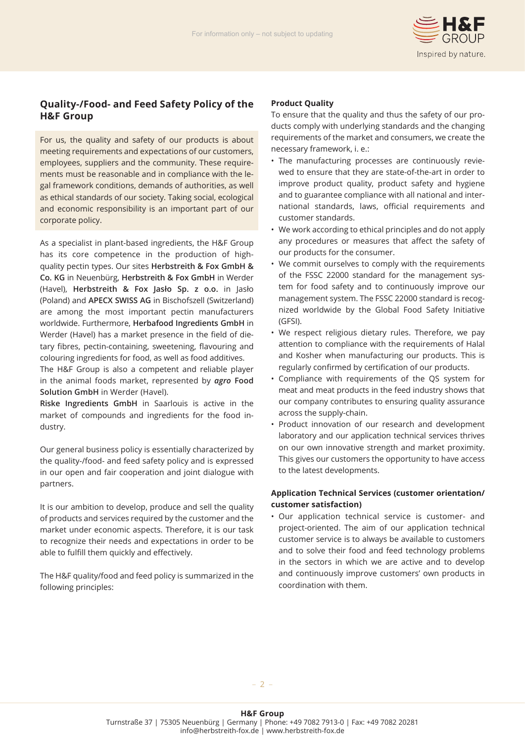## Quality-/Food- and Feed Safety Policy of the H&F Group

For us, the quality and safety of our products is about meeting requirements and expectations of our customers, employees, suppliers and the community. These requirements must be reasonable and in compliance with the legal framework conditions, demands of authorities, as well as ethical standards of our society. Taking social, ecological and economic responsibility is an important part of our corporate policy.

As a specialist in plant-based ingredients, the H&F Group has its core competence in the production of high-quality pectin types. Our sites **Herbstreith & Fox GmbH & Co. KG** in Neuenbürg, **Herbstreith & Fox GmbH** in Werder (Havel), **Herbstreith & Fox Jasło Sp. z o.o.** in Jasło (Poland) and **APECX SWISS AG** in Bischofszell (Switzerland) are among the most important pectin manufacturers worldwide. Furthermore, **Herbafood Ingredients GmbH** in Werder (Havel) has a market presence in the field of dietary fibres, pectin-containing, sweetening, flavouring and colouring ingredients for food, as well as food additives. The H&F Group is also a competent and reliable player in the animal foods market, represented by ***agro* Food Solution GmbH** in Werder (Havel). **Riske Ingredients GmbH** in Saarlouis is active in the market of compounds and ingredients for the food industry.

Our general business policy is essentially characterized by the quality-/food- and feed safety policy and is expressed in our open and fair cooperation and joint dialogue with partners.

It is our ambition to develop, produce and sell the quality of products and services required by the customer and the market under economic aspects. Therefore, it is our task to recognize their needs and expectations in order to be able to fulfill them quickly and effectively.

The H&F quality/food and feed policy is summarized in the following principles:

**Product Quality**

To ensure that the quality and thus the safety of our products comply with underlying standards and the changing requirements of the market and consumers, we create the necessary framework, i. e.:

- The manufacturing processes are continuously reviewed to ensure that they are state-of-the-art in order to improve product quality, product safety and hygiene and to guarantee compliance with all national and international standards, laws, official requirements and customer standards.
- We work according to ethical principles and do not apply any procedures or measures that affect the safety of our products for the consumer.
- We commit ourselves to comply with the requirements of the FSSC 22000 standard for the management system for food safety and to continuously improve our management system. The FSSC 22000 standard is recognized worldwide by the Global Food Safety Initiative (GFSI).
- We respect religious dietary rules. Therefore, we pay attention to compliance with the requirements of Halal and Kosher when manufacturing our products. This is regularly confirmed by certification of our products.
- Compliance with requirements of the QS system for meat and meat products in the feed industry shows that our company contributes to ensuring quality assurance across the supply-chain.
- Product innovation of our research and development laboratory and our application technical services thrives on our own innovative strength and market proximity. This gives our customers the opportunity to have access to the latest developments.

**Application Technical Services (customer orientation/ customer satisfaction)**

- Our application technical service is customer- and project-oriented. The aim of our application technical customer service is to always be available to customers and to solve their food and feed technology problems in the sectors in which we are active and to develop and continuously improve customers' own products in coordination with them.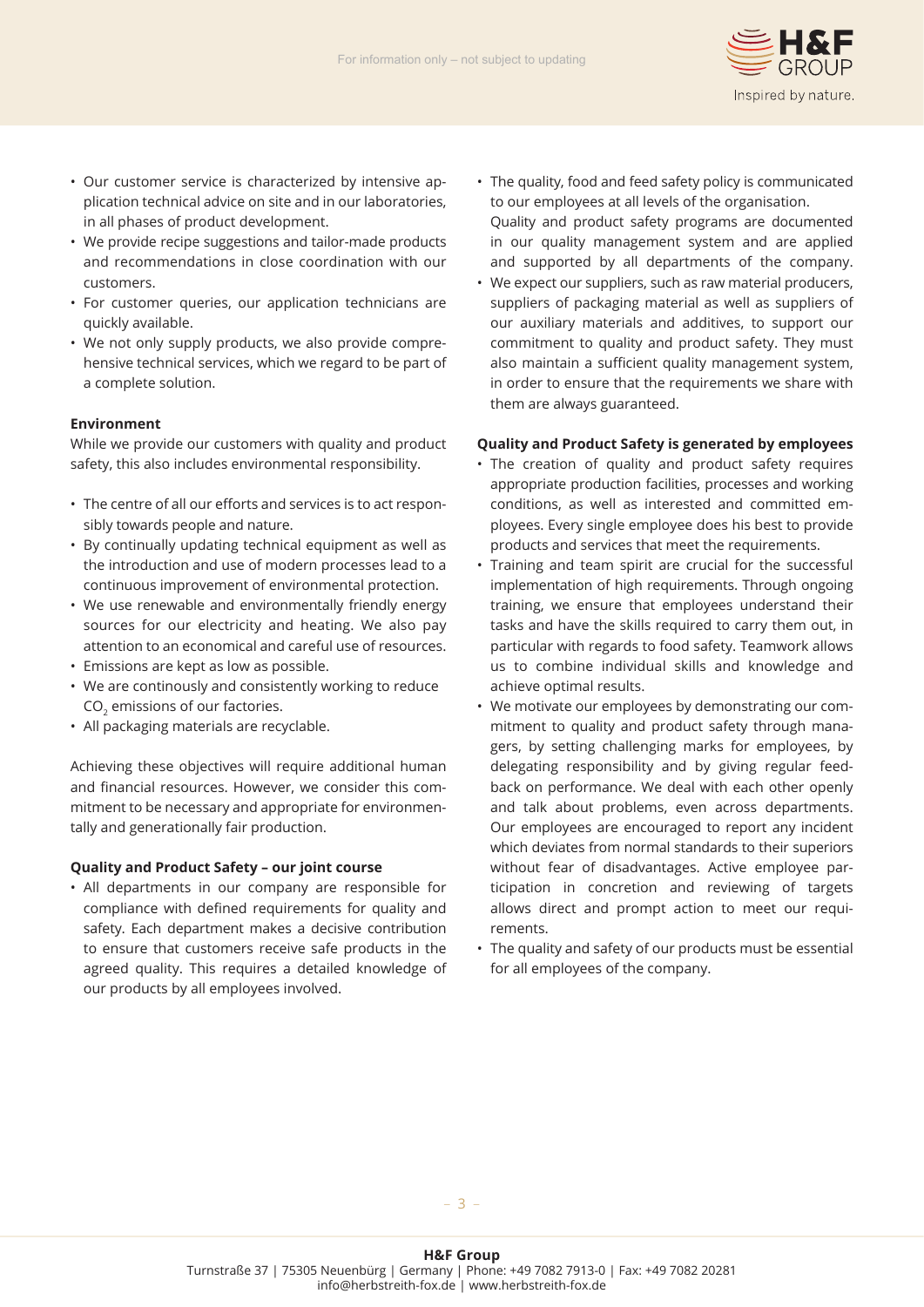- Our customer service is characterized by intensive application technical advice on site and in our laboratories, in all phases of product development.
- We provide recipe suggestions and tailor-made products and recommendations in close coordination with our customers.
- For customer queries, our application technicians are quickly available.
- We not only supply products, we also provide comprehensive technical services, which we regard to be part of a complete solution.

**Environment**

While we provide our customers with quality and product safety, this also includes environmental responsibility.

- The centre of all our efforts and services is to act responsibly towards people and nature.
- By continually updating technical equipment as well as the introduction and use of modern processes lead to a continuous improvement of environmental protection.
- We use renewable and environmentally friendly energy sources for our electricity and heating. We also pay attention to an economical and careful use of resources.
- Emissions are kept as low as possible.
- We are continously and consistently working to reduce $CO_2$ emissions of our factories.
- All packaging materials are recyclable.

Achieving these objectives will require additional human and financial resources. However, we consider this commitment to be necessary and appropriate for environmentally and generationally fair production.

**Quality and Product Safety – our joint course**

- All departments in our company are responsible for compliance with defined requirements for quality and safety. Each department makes a decisive contribution to ensure that customers receive safe products in the agreed quality. This requires a detailed knowledge of our products by all employees involved.
- The quality, food and feed safety policy is communicated to our employees at all levels of the organisation. Quality and product safety programs are documented in our quality management system and are applied and supported by all departments of the company.
- We expect our suppliers, such as raw material producers, suppliers of packaging material as well as suppliers of our auxiliary materials and additives, to support our commitment to quality and product safety. They must also maintain a sufficient quality management system, in order to ensure that the requirements we share with them are always guaranteed.

**Quality and Product Safety is generated by employees**

- The creation of quality and product safety requires appropriate production facilities, processes and working conditions, as well as interested and committed employees. Every single employee does his best to provide products and services that meet the requirements.
- Training and team spirit are crucial for the successful implementation of high requirements. Through ongoing training, we ensure that employees understand their tasks and have the skills required to carry them out, in particular with regards to food safety. Teamwork allows us to combine individual skills and knowledge and achieve optimal results.
- We motivate our employees by demonstrating our commitment to quality and product safety through managers, by setting challenging marks for employees, by delegating responsibility and by giving regular feedback on performance. We deal with each other openly and talk about problems, even across departments. Our employees are encouraged to report any incident which deviates from normal standards to their superiors without fear of disadvantages. Active employee participation in concretion and reviewing of targets allows direct and prompt action to meet our requirements.
- The quality and safety of our products must be essential for all employees of the company.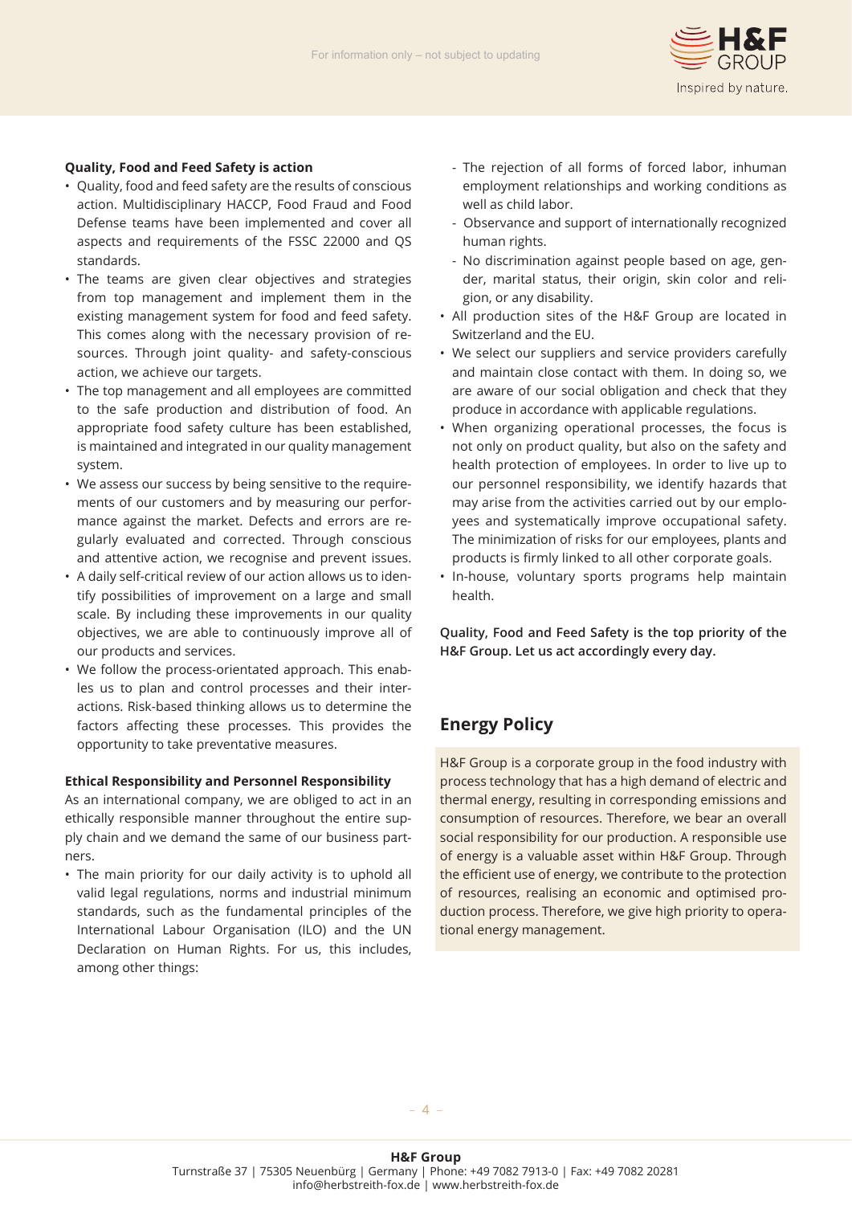**Quality, Food and Feed Safety is action**

- Quality, food and feed safety are the results of conscious action. Multidisciplinary HACCP, Food Fraud and Food Defense teams have been implemented and cover all aspects and requirements of the FSSC 22000 and QS standards.
- The teams are given clear objectives and strategies from top management and implement them in the existing management system for food and feed safety. This comes along with the necessary provision of resources. Through joint quality- and safety-conscious action, we achieve our targets.
- The top management and all employees are committed to the safe production and distribution of food. An appropriate food safety culture has been established, is maintained and integrated in our quality management system.
- We assess our success by being sensitive to the requirements of our customers and by measuring our performance against the market. Defects and errors are regularly evaluated and corrected. Through conscious and attentive action, we recognise and prevent issues.
- A daily self-critical review of our action allows us to identify possibilities of improvement on a large and small scale. By including these improvements in our quality objectives, we are able to continuously improve all of our products and services.
- We follow the process-orientated approach. This enables us to plan and control processes and their interactions. Risk-based thinking allows us to determine the factors affecting these processes. This provides the opportunity to take preventative measures.

**Ethical Responsibility and Personnel Responsibility**

As an international company, we are obliged to act in an ethically responsible manner throughout the entire supply chain and we demand the same of our business partners.

- The main priority for our daily activity is to uphold all valid legal regulations, norms and industrial minimum standards, such as the fundamental principles of the International Labour Organisation (ILO) and the UN Declaration on Human Rights. For us, this includes, among other things:
  - The rejection of all forms of forced labor, inhuman employment relationships and working conditions as well as child labor.
  - Observance and support of internationally recognized human rights.
  - No discrimination against people based on age, gender, marital status, their origin, skin color and religion, or any disability.
- All production sites of the H&F Group are located in Switzerland and the EU.
- We select our suppliers and service providers carefully and maintain close contact with them. In doing so, we are aware of our social obligation and check that they produce in accordance with applicable regulations.
- When organizing operational processes, the focus is not only on product quality, but also on the safety and health protection of employees. In order to live up to our personnel responsibility, we identify hazards that may arise from the activities carried out by our employees and systematically improve occupational safety. The minimization of risks for our employees, plants and products is firmly linked to all other corporate goals.
- In-house, voluntary sports programs help maintain health.

**Quality, Food and Feed Safety is the top priority of the H&F Group. Let us act accordingly every day.**

## Energy Policy

H&F Group is a corporate group in the food industry with process technology that has a high demand of electric and thermal energy, resulting in corresponding emissions and consumption of resources. Therefore, we bear an overall social responsibility for our production. A responsible use of energy is a valuable asset within H&F Group. Through the efficient use of energy, we contribute to the protection of resources, realising an economic and optimised production process. Therefore, we give high priority to operational energy management.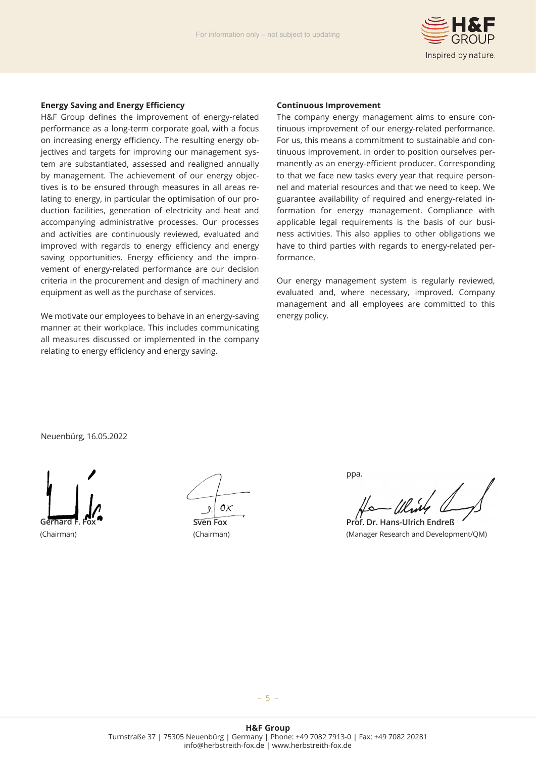For information only – not subject to updating

### Energy Saving and Energy Efficiency

H&F Group defines the improvement of energy-related performance as a long-term corporate goal, with a focus on increasing energy efficiency. The resulting energy objectives and targets for improving our management system are substantiated, assessed and realigned annually by management. The achievement of our energy objectives is to be ensured through measures in all areas relating to energy, in particular the optimisation of our production facilities, generation of electricity and heat and accompanying administrative processes. Our processes and activities are continuously reviewed, evaluated and improved with regards to energy efficiency and energy saving opportunities. Energy efficiency and the improvement of energy-related performance are our decision criteria in the procurement and design of machinery and equipment as well as the purchase of services.

We motivate our employees to behave in an energy-saving manner at their workplace. This includes communicating all measures discussed or implemented in the company relating to energy efficiency and energy saving.

### Continuous Improvement

The company energy management aims to ensure continuous improvement of our energy-related performance. For us, this means a commitment to sustainable and continuous improvement, in order to position ourselves permanently as an energy-efficient producer. Corresponding to that we face new tasks every year that require personnel and material resources and that we need to keep. We guarantee availability of required and energy-related information for energy management. Compliance with applicable legal requirements is the basis of our business activities. This also applies to other obligations we have to third parties with regards to energy-related performance.

Our energy management system is regularly reviewed, evaluated and, where necessary, improved. Company management and all employees are committed to this energy policy.

Neuenbürg, 16.05.2022

**Gerhard F. Fox**
(Chairman)

**Sven Fox**
(Chairman)

ppa.
**Prof. Dr. Hans-Ulrich Endreß**
(Manager Research and Development/QM)

**H&F Group**
Turnstraße 37 | 75305 Neuenbürg | Germany | Phone: +49 7082 7913-0 | Fax: +49 7082 20281
info@herbstreith-fox.de | www.herbstreith-fox.de